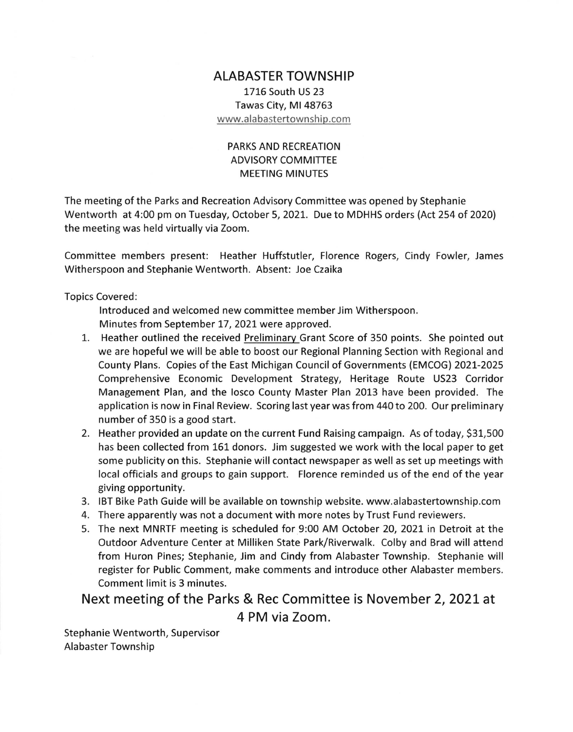# ALABASTER TOWNSHIP

1716 South US 23
Tawas City, MI 48763
www.alabastertownship.com

## PARKS AND RECREATION ADVISORY COMMITTEE MEETING MINUTES

The meeting of the Parks and Recreation Advisory Committee was opened by Stephanie Wentworth at 4:00 pm on Tuesday, October 5, 2021. Due to MDHHS orders (Act 254 of 2020) the meeting was held virtually via Zoom.

Committee members present: Heather Huffstutler, Florence Rogers, Cindy Fowler, James Witherspoon and Stephanie Wentworth. Absent: Joe Czaika

Topics Covered:

Introduced and welcomed new committee member Jim Witherspoon.
Minutes from September 17, 2021 were approved.

1. Heather outlined the received <u>Preliminary</u> Grant Score of 350 points. She pointed out we are hopeful we will be able to boost our Regional Planning Section with Regional and County Plans. Copies of the East Michigan Council of Governments (EMCOG) 2021-2025 Comprehensive Economic Development Strategy, Heritage Route US23 Corridor Management Plan, and the Iosco County Master Plan 2013 have been provided. The application is now in Final Review. Scoring last year was from 440 to 200. Our preliminary number of 350 is a good start.
2. Heather provided an update on the current Fund Raising campaign. As of today, $31,500 has been collected from 161 donors. Jim suggested we work with the local paper to get some publicity on this. Stephanie will contact newspaper as well as set up meetings with local officials and groups to gain support. Florence reminded us of the end of the year giving opportunity.
3. IBT Bike Path Guide will be available on township website. www.alabastertownship.com
4. There apparently was not a document with more notes by Trust Fund reviewers.
5. The next MNRTF meeting is scheduled for 9:00 AM October 20, 2021 in Detroit at the Outdoor Adventure Center at Milliken State Park/Riverwalk. Colby and Brad will attend from Huron Pines; Stephanie, Jim and Cindy from Alabaster Township. Stephanie will register for Public Comment, make comments and introduce other Alabaster members. Comment limit is 3 minutes.

## Next meeting of the Parks & Rec Committee is November 2, 2021 at 4 PM via Zoom.

Stephanie Wentworth, Supervisor
Alabaster Township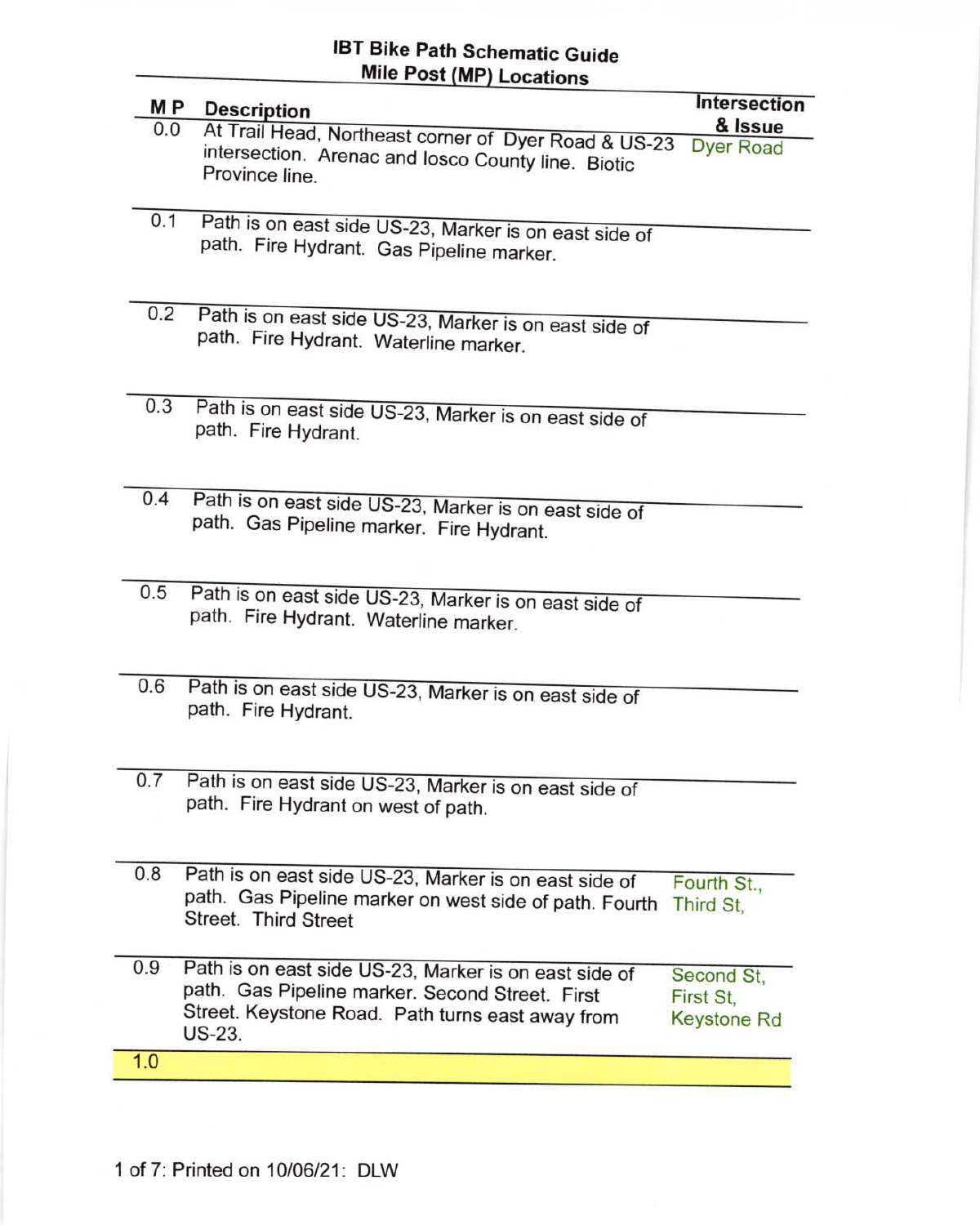# IBT Bike Path Schematic Guide

## Mile Post (MP) Locations

| M P | Description | Intersection & Issue |
|---|---|---|
| 0.0 | At Trail Head, Northeast corner of Dyer Road & US-23 intersection. Arenac and Iosco County line. Biotic Province line. | Dyer Road |
| 0.1 | Path is on east side US-23, Marker is on east side of path. Fire Hydrant. Gas Pipeline marker. | |
| 0.2 | Path is on east side US-23, Marker is on east side of path. Fire Hydrant. Waterline marker. | |
| 0.3 | Path is on east side US-23, Marker is on east side of path. Fire Hydrant. | |
| 0.4 | Path is on east side US-23, Marker is on east side of path. Gas Pipeline marker. Fire Hydrant. | |
| 0.5 | Path is on east side US-23, Marker is on east side of path. Fire Hydrant. Waterline marker. | |
| 0.6 | Path is on east side US-23, Marker is on east side of path. Fire Hydrant. | |
| 0.7 | Path is on east side US-23, Marker is on east side of path. Fire Hydrant on west of path. | |
| 0.8 | Path is on east side US-23, Marker is on east side of path. Gas Pipeline marker on west side of path. Fourth Street. Third Street | Fourth St., Third St, |
| 0.9 | Path is on east side US-23, Marker is on east side of path. Gas Pipeline marker. Second Street. First Street. Keystone Road. Path turns east away from US-23. | Second St, First St, Keystone Rd |
| 1.0 | | |

Printed on 10/06/21: DLW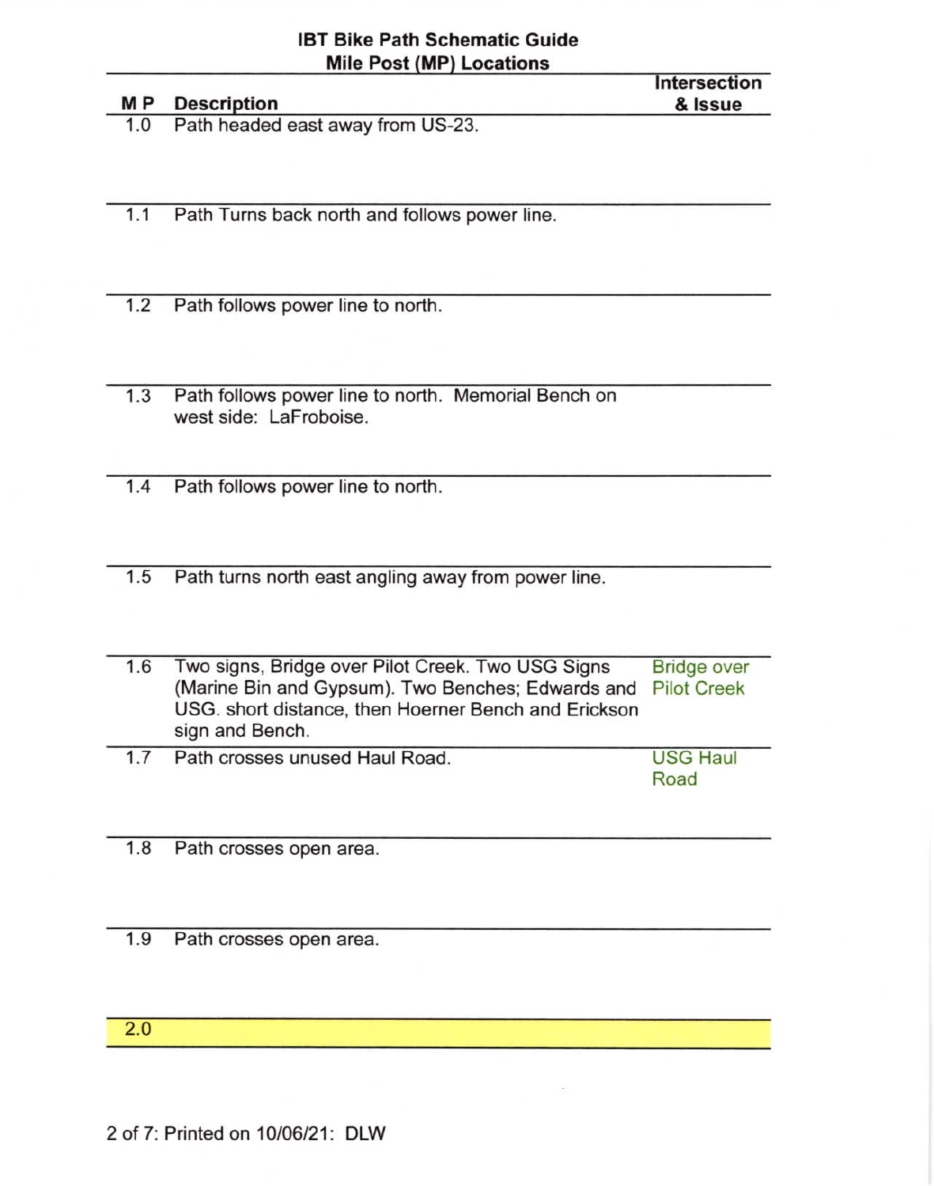## IBT Bike Path Schematic Guide
### Mile Post (MP) Locations

| M P | Description | Intersection & Issue |
|---|---|---|
| 1.0 | Path headed east away from US-23. | |
| 1.1 | Path Turns back north and follows power line. | |
| 1.2 | Path follows power line to north. | |
| 1.3 | Path follows power line to north. Memorial Bench on west side: LaFroboise. | |
| 1.4 | Path follows power line to north. | |
| 1.5 | Path turns north east angling away from power line. | |
| 1.6 | Two signs, Bridge over Pilot Creek. Two USG Signs (Marine Bin and Gypsum). Two Benches; Edwards and USG. short distance, then Hoerner Bench and Erickson sign and Bench. | Bridge over Pilot Creek |
| 1.7 | Path crosses unused Haul Road. | USG Haul Road |
| 1.8 | Path crosses open area. | |
| 1.9 | Path crosses open area. | |
| 2.0 | | |

Printed on 10/06/21: DLW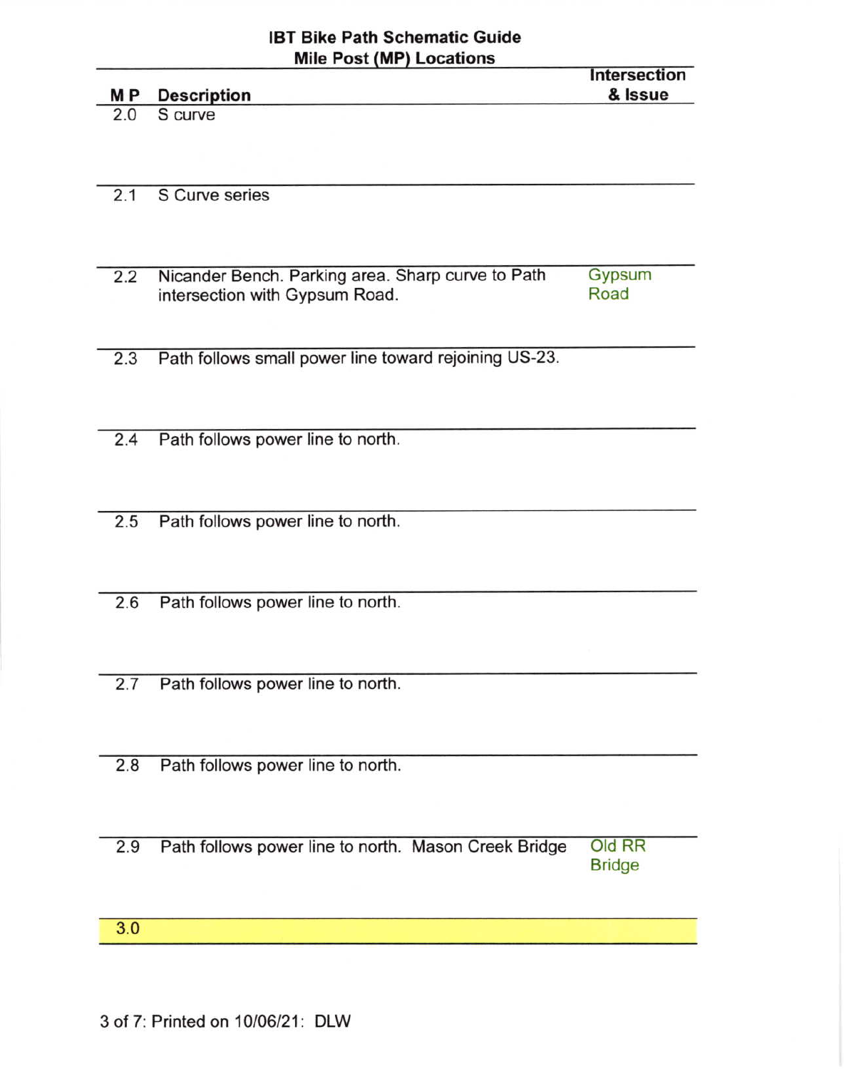## IBT Bike Path Schematic Guide
### Mile Post (MP) Locations

| M P | Description | Intersection & Issue |
|---|---|---|
| 2.0 | S curve | |
| 2.1 | S Curve series | |
| 2.2 | Nicander Bench. Parking area. Sharp curve to Path intersection with Gypsum Road. | Gypsum Road |
| 2.3 | Path follows small power line toward rejoining US-23. | |
| 2.4 | Path follows power line to north. | |
| 2.5 | Path follows power line to north. | |
| 2.6 | Path follows power line to north. | |
| 2.7 | Path follows power line to north. | |
| 2.8 | Path follows power line to north. | |
| 2.9 | Path follows power line to north. Mason Creek Bridge | Old RR Bridge |
| 3.0 | | |

Printed on 10/06/21: DLW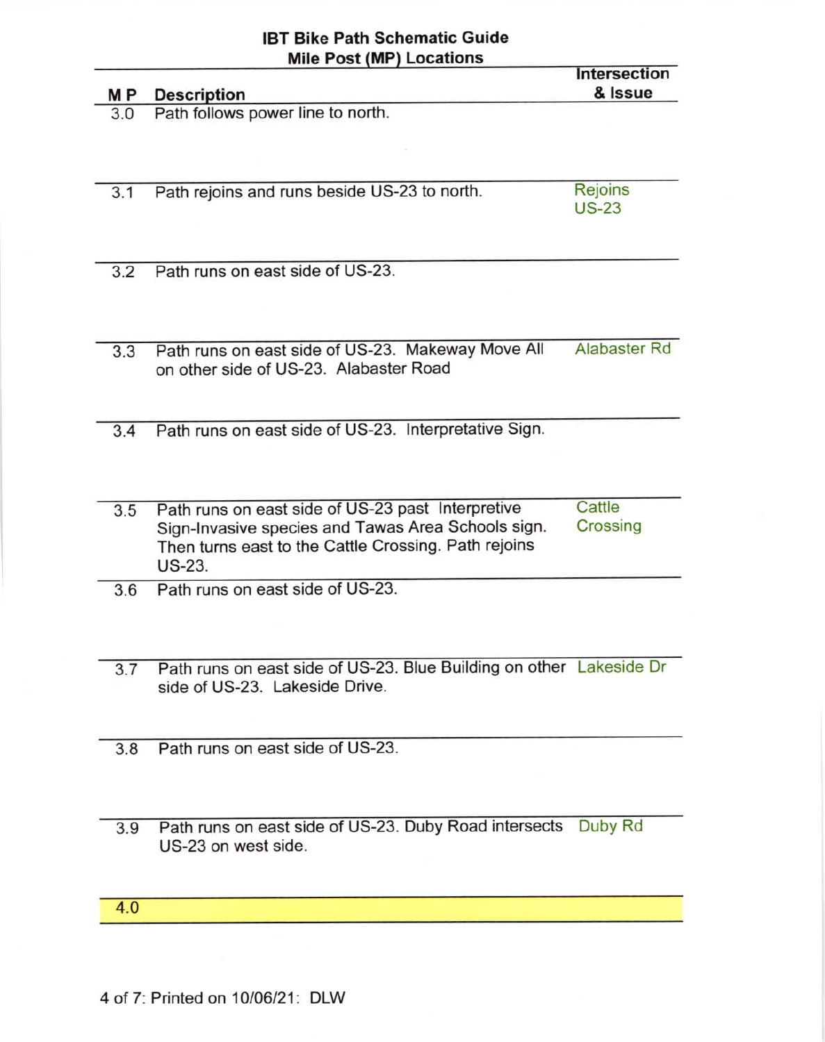# IBT Bike Path Schematic Guide
## Mile Post (MP) Locations

| M P | Description | Intersection & Issue |
|---|---|---|
| 3.0 | Path follows power line to north. | |
| 3.1 | Path rejoins and runs beside US-23 to north. | Rejoins US-23 |
| 3.2 | Path runs on east side of US-23. | |
| 3.3 | Path runs on east side of US-23. Makeway Move All on other side of US-23. Alabaster Road | Alabaster Rd |
| 3.4 | Path runs on east side of US-23. Interpretative Sign. | |
| 3.5 | Path runs on east side of US-23 past Interpretive Sign-Invasive species and Tawas Area Schools sign. Then turns east to the Cattle Crossing. Path rejoins US-23. | Cattle Crossing |
| 3.6 | Path runs on east side of US-23. | |
| 3.7 | Path runs on east side of US-23. Blue Building on other side of US-23. Lakeside Drive. | Lakeside Dr |
| 3.8 | Path runs on east side of US-23. | |
| 3.9 | Path runs on east side of US-23. Duby Road intersects US-23 on west side. | Duby Rd |
| 4.0 | | |

Printed on 10/06/21: DLW